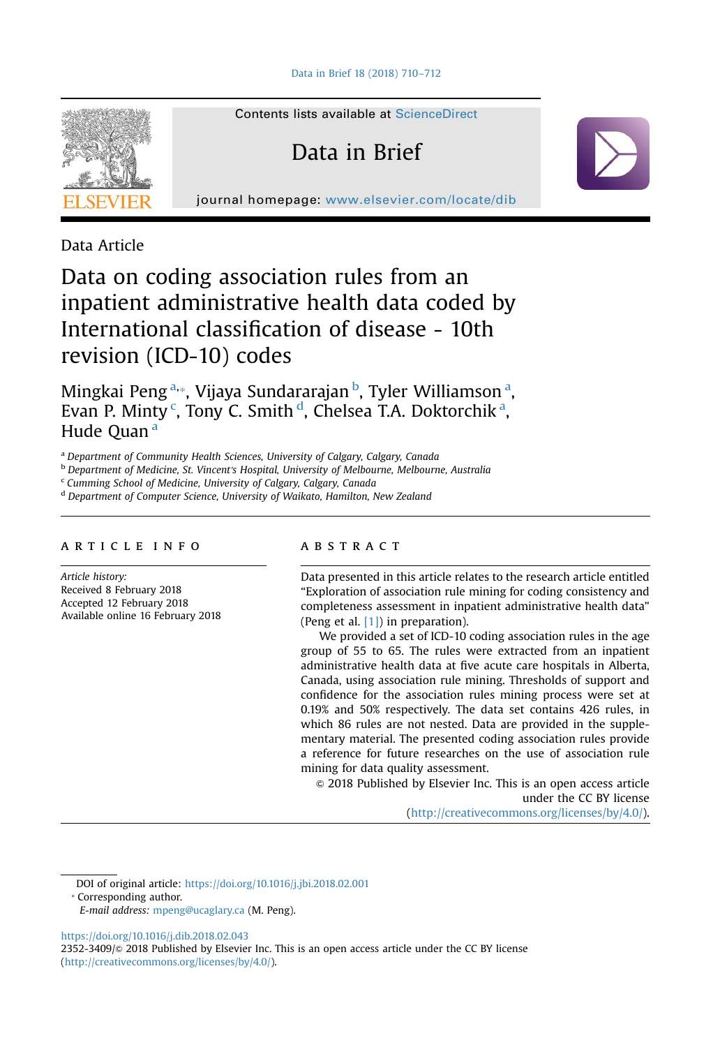Data Article

# Data on coding association rules from an inpatient administrative health data coded by International classification of disease - 10th revision (ICD-10) codes

Mingkai Peng [a,*], Vijaya Sundararajan [b], Tyler Williamson [a], Evan P. Minty [c], Tony C. Smith [d], Chelsea T.A. Doktorchik [a], Hude Quan [a]

[a] *Department of Community Health Sciences, University of Calgary, Calgary, Canada*
[b] *Department of Medicine, St. Vincent's Hospital, University of Melbourne, Melbourne, Australia*
[c] *Cumming School of Medicine, University of Calgary, Calgary, Canada*
[d] *Department of Computer Science, University of Waikato, Hamilton, New Zealand*

## ARTICLE INFO

*Article history:*
Received 8 February 2018
Accepted 12 February 2018
Available online 16 February 2018

## ABSTRACT

Data presented in this article relates to the research article entitled "Exploration of association rule mining for coding consistency and completeness assessment in inpatient administrative health data" (Peng et al. [1]) in preparation).

We provided a set of ICD-10 coding association rules in the age group of 55 to 65. The rules were extracted from an inpatient administrative health data at five acute care hospitals in Alberta, Canada, using association rule mining. Thresholds of support and confidence for the association rules mining process were set at 0.19% and 50% respectively. The data set contains 426 rules, in which 86 rules are not nested. Data are provided in the supplementary material. The presented coding association rules provide a reference for future researches on the use of association rule mining for data quality assessment.

© 2018 Published by Elsevier Inc. This is an open access article under the CC BY license (http://creativecommons.org/licenses/by/4.0/).

---

DOI of original article: https://doi.org/10.1016/j.jbi.2018.02.001

\* Corresponding author.

*E-mail address:* mpeng@ucalgary.ca (M. Peng).

https://doi.org/10.1016/j.dib.2018.02.043

2352-3409/© 2018 Published by Elsevier Inc. This is an open access article under the CC BY license (http://creativecommons.org/licenses/by/4.0/).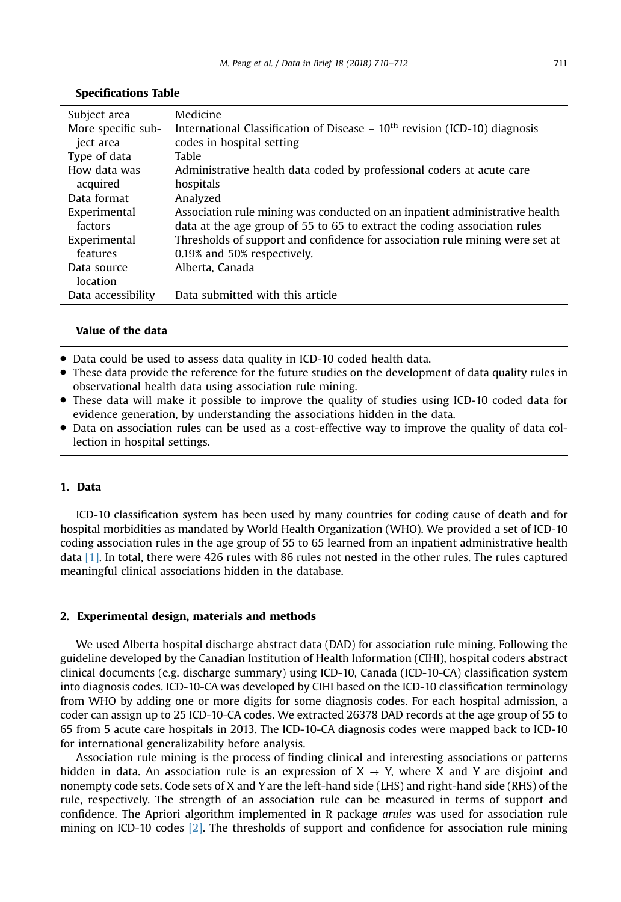**Specifications Table**

| | |
|---|---|
| Subject area | Medicine |
| More specific subject area | International Classification of Disease – 10th revision (ICD-10) diagnosis codes in hospital setting |
| Type of data | Table |
| How data was acquired | Administrative health data coded by professional coders at acute care hospitals |
| Data format | Analyzed |
| Experimental factors | Association rule mining was conducted on an inpatient administrative health data at the age group of 55 to 65 to extract the coding association rules |
| Experimental features | Thresholds of support and confidence for association rule mining were set at 0.19% and 50% respectively. |
| Data source location | Alberta, Canada |
| Data accessibility | Data submitted with this article |

**Value of the data**

- Data could be used to assess data quality in ICD-10 coded health data.
- These data provide the reference for the future studies on the development of data quality rules in observational health data using association rule mining.
- These data will make it possible to improve the quality of studies using ICD-10 coded data for evidence generation, by understanding the associations hidden in the data.
- Data on association rules can be used as a cost-effective way to improve the quality of data collection in hospital settings.

## 1. Data

ICD-10 classification system has been used by many countries for coding cause of death and for hospital morbidities as mandated by World Health Organization (WHO). We provided a set of ICD-10 coding association rules in the age group of 55 to 65 learned from an inpatient administrative health data [1]. In total, there were 426 rules with 86 rules not nested in the other rules. The rules captured meaningful clinical associations hidden in the database.

## 2. Experimental design, materials and methods

We used Alberta hospital discharge abstract data (DAD) for association rule mining. Following the guideline developed by the Canadian Institution of Health Information (CIHI), hospital coders abstract clinical documents (e.g. discharge summary) using ICD-10, Canada (ICD-10-CA) classification system into diagnosis codes. ICD-10-CA was developed by CIHI based on the ICD-10 classification terminology from WHO by adding one or more digits for some diagnosis codes. For each hospital admission, a coder can assign up to 25 ICD-10-CA codes. We extracted 26378 DAD records at the age group of 55 to 65 from 5 acute care hospitals in 2013. The ICD-10-CA diagnosis codes were mapped back to ICD-10 for international generalizability before analysis.

Association rule mining is the process of finding clinical and interesting associations or patterns hidden in data. An association rule is an expression of $X \rightarrow Y$, where X and Y are disjoint and nonempty code sets. Code sets of X and Y are the left-hand side (LHS) and right-hand side (RHS) of the rule, respectively. The strength of an association rule can be measured in terms of support and confidence. The Apriori algorithm implemented in R package *arules* was used for association rule mining on ICD-10 codes [2]. The thresholds of support and confidence for association rule mining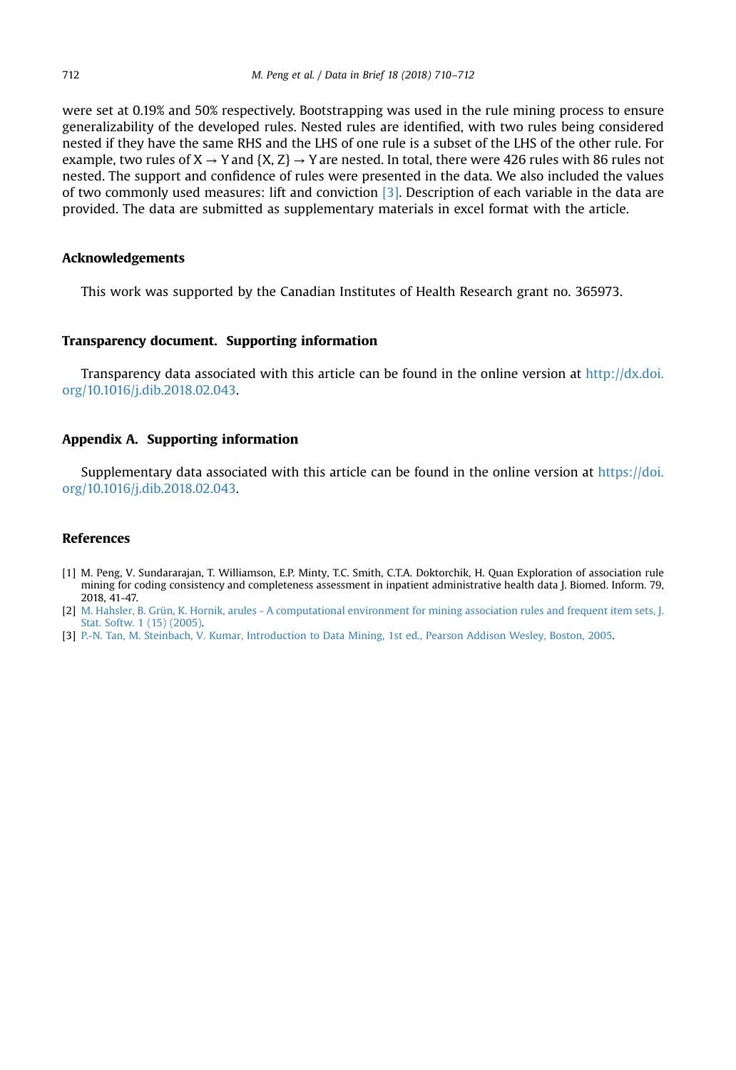were set at 0.19% and 50% respectively. Bootstrapping was used in the rule mining process to ensure generalizability of the developed rules. Nested rules are identified, with two rules being considered nested if they have the same RHS and the LHS of one rule is a subset of the LHS of the other rule. For example, two rules of $X \rightarrow Y$ and $\{X, Z\} \rightarrow Y$ are nested. In total, there were 426 rules with 86 rules not nested. The support and confidence of rules were presented in the data. We also included the values of two commonly used measures: lift and conviction [3]. Description of each variable in the data are provided. The data are submitted as supplementary materials in excel format with the article.

## Acknowledgements

This work was supported by the Canadian Institutes of Health Research grant no. 365973.

## Transparency document. Supporting information

Transparency data associated with this article can be found in the online version at http://dx.doi.org/10.1016/j.dib.2018.02.043.

## Appendix A. Supporting information

Supplementary data associated with this article can be found in the online version at https://doi.org/10.1016/j.dib.2018.02.043.

## References

[1] M. Peng, V. Sundararajan, T. Williamson, E.P. Minty, T.C. Smith, C.T.A. Doktorchik, H. Quan Exploration of association rule mining for coding consistency and completeness assessment in inpatient administrative health data J. Biomed. Inform. 79, 2018, 41-47.

[2] M. Hahsler, B. Grün, K. Hornik, arules - A computational environment for mining association rules and frequent item sets, J. Stat. Softw. 1 (15) (2005).

[3] P.-N. Tan, M. Steinbach, V. Kumar, Introduction to Data Mining, 1st ed., Pearson Addison Wesley, Boston, 2005.